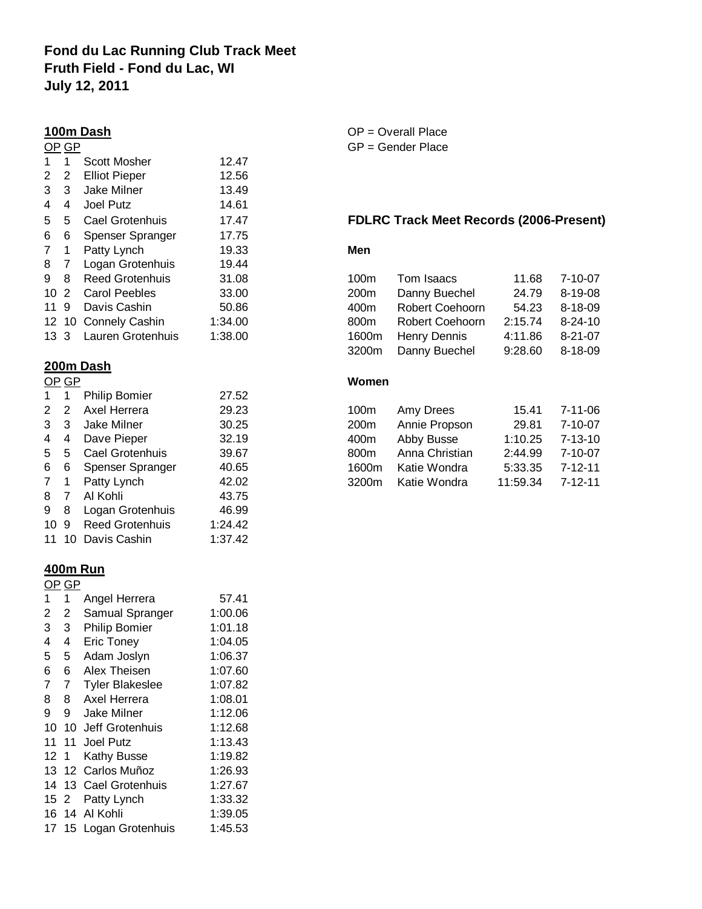**Fond du Lac Running Club Track Meet**
**Fruth Field - Fond du Lac, WI**
**July 12, 2011**

OP = Overall Place
GP = Gender Place

## 100m Dash

| OP | GP | Name | Time |
|---|---|---|---|
| 1 | 1 | Scott Mosher | 12.47 |
| 2 | 2 | Elliot Pieper | 12.56 |
| 3 | 3 | Jake Milner | 13.49 |
| 4 | 4 | Joel Putz | 14.61 |
| 5 | 5 | Cael Grotenhuis | 17.47 |
| 6 | 6 | Spenser Spranger | 17.75 |
| 7 | 1 | Patty Lynch | 19.33 |
| 8 | 7 | Logan Grotenhuis | 19.44 |
| 9 | 8 | Reed Grotenhuis | 31.08 |
| 10 | 2 | Carol Peebles | 33.00 |
| 11 | 9 | Davis Cashin | 50.86 |
| 12 | 10 | Connely Cashin | 1:34.00 |
| 13 | 3 | Lauren Grotenhuis | 1:38.00 |

## 200m Dash

| OP | GP | Name | Time |
|---|---|---|---|
| 1 | 1 | Philip Bomier | 27.52 |
| 2 | 2 | Axel Herrera | 29.23 |
| 3 | 3 | Jake Milner | 30.25 |
| 4 | 4 | Dave Pieper | 32.19 |
| 5 | 5 | Cael Grotenhuis | 39.67 |
| 6 | 6 | Spenser Spranger | 40.65 |
| 7 | 1 | Patty Lynch | 42.02 |
| 8 | 7 | Al Kohli | 43.75 |
| 9 | 8 | Logan Grotenhuis | 46.99 |
| 10 | 9 | Reed Grotenhuis | 1:24.42 |
| 11 | 10 | Davis Cashin | 1:37.42 |

## 400m Run

| OP | GP | Name | Time |
|---|---|---|---|
| 1 | 1 | Angel Herrera | 57.41 |
| 2 | 2 | Samual Spranger | 1:00.06 |
| 3 | 3 | Philip Bomier | 1:01.18 |
| 4 | 4 | Eric Toney | 1:04.05 |
| 5 | 5 | Adam Joslyn | 1:06.37 |
| 6 | 6 | Alex Theisen | 1:07.60 |
| 7 | 7 | Tyler Blakeslee | 1:07.82 |
| 8 | 8 | Axel Herrera | 1:08.01 |
| 9 | 9 | Jake Milner | 1:12.06 |
| 10 | 10 | Jeff Grotenhuis | 1:12.68 |
| 11 | 11 | Joel Putz | 1:13.43 |
| 12 | 1 | Kathy Busse | 1:19.82 |
| 13 | 12 | Carlos Muñoz | 1:26.93 |
| 14 | 13 | Cael Grotenhuis | 1:27.67 |
| 15 | 2 | Patty Lynch | 1:33.32 |
| 16 | 14 | Al Kohli | 1:39.05 |
| 17 | 15 | Logan Grotenhuis | 1:45.53 |

## FDLRC Track Meet Records (2006-Present)

**Men**

| Event | Name | Time | Date |
|---|---|---|---|
| 100m | Tom Isaacs | 11.68 | 7-10-07 |
| 200m | Danny Buechel | 24.79 | 8-19-08 |
| 400m | Robert Coehoorn | 54.23 | 8-18-09 |
| 800m | Robert Coehoorn | 2:15.74 | 8-24-10 |
| 1600m | Henry Dennis | 4:11.86 | 8-21-07 |
| 3200m | Danny Buechel | 9:28.60 | 8-18-09 |

**Women**

| Event | Name | Time | Date |
|---|---|---|---|
| 100m | Amy Drees | 15.41 | 7-11-06 |
| 200m | Annie Propson | 29.81 | 7-10-07 |
| 400m | Abby Busse | 1:10.25 | 7-13-10 |
| 800m | Anna Christian | 2:44.99 | 7-10-07 |
| 1600m | Katie Wondra | 5:33.35 | 7-12-11 |
| 3200m | Katie Wondra | 11:59.34 | 7-12-11 |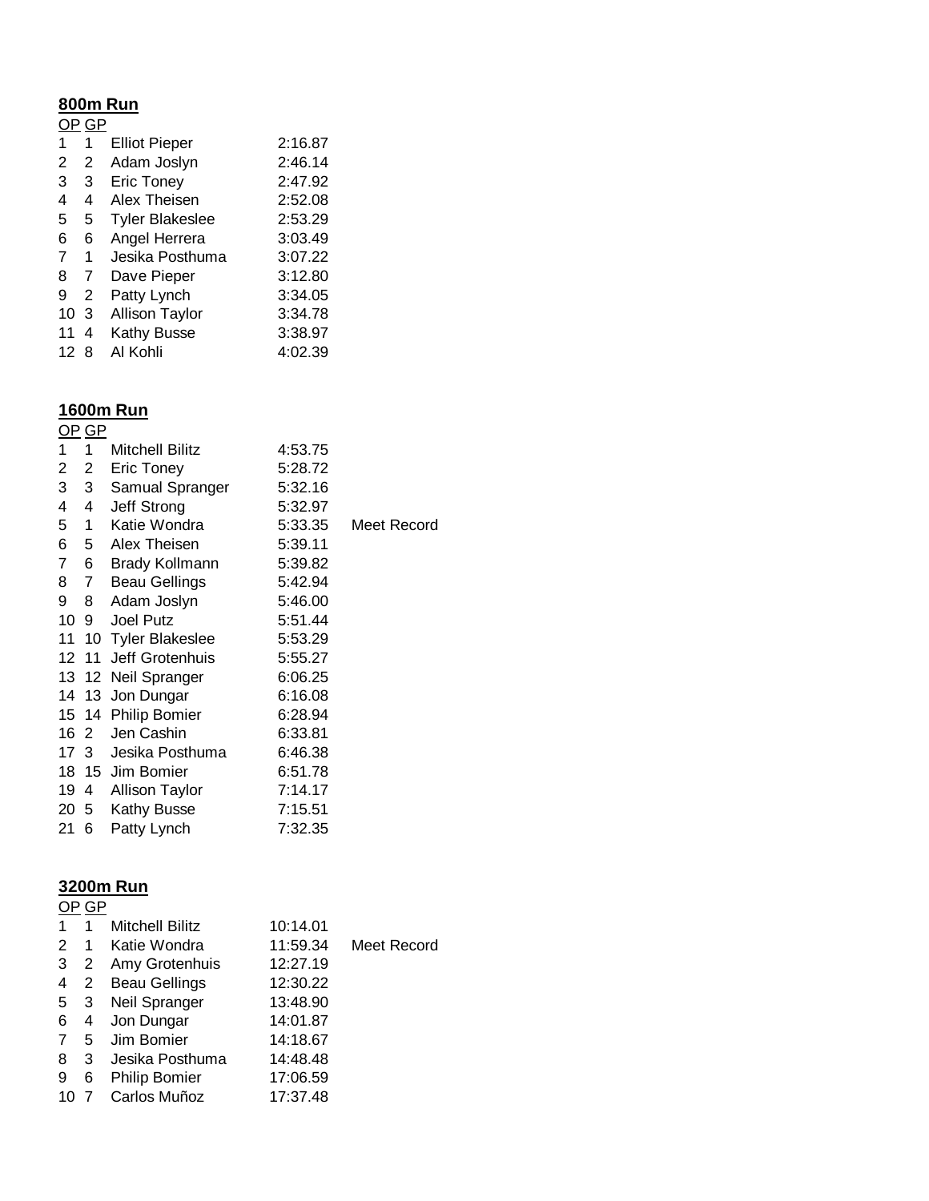**800m Run**

| OP | GP | | | |
|---|---|---|---|---|
| 1 | 1 | Elliot Pieper | 2:16.87 | |
| 2 | 2 | Adam Joslyn | 2:46.14 | |
| 3 | 3 | Eric Toney | 2:47.92 | |
| 4 | 4 | Alex Theisen | 2:52.08 | |
| 5 | 5 | Tyler Blakeslee | 2:53.29 | |
| 6 | 6 | Angel Herrera | 3:03.49 | |
| 7 | 1 | Jesika Posthuma | 3:07.22 | |
| 8 | 7 | Dave Pieper | 3:12.80 | |
| 9 | 2 | Patty Lynch | 3:34.05 | |
| 10 | 3 | Allison Taylor | 3:34.78 | |
| 11 | 4 | Kathy Busse | 3:38.97 | |
| 12 | 8 | Al Kohli | 4:02.39 | |

**1600m Run**

| OP | GP | | | |
|---|---|---|---|---|
| 1 | 1 | Mitchell Bilitz | 4:53.75 | |
| 2 | 2 | Eric Toney | 5:28.72 | |
| 3 | 3 | Samual Spranger | 5:32.16 | |
| 4 | 4 | Jeff Strong | 5:32.97 | |
| 5 | 1 | Katie Wondra | 5:33.35 | Meet Record |
| 6 | 5 | Alex Theisen | 5:39.11 | |
| 7 | 6 | Brady Kollmann | 5:39.82 | |
| 8 | 7 | Beau Gellings | 5:42.94 | |
| 9 | 8 | Adam Joslyn | 5:46.00 | |
| 10 | 9 | Joel Putz | 5:51.44 | |
| 11 | 10 | Tyler Blakeslee | 5:53.29 | |
| 12 | 11 | Jeff Grotenhuis | 5:55.27 | |
| 13 | 12 | Neil Spranger | 6:06.25 | |
| 14 | 13 | Jon Dungar | 6:16.08 | |
| 15 | 14 | Philip Bomier | 6:28.94 | |
| 16 | 2 | Jen Cashin | 6:33.81 | |
| 17 | 3 | Jesika Posthuma | 6:46.38 | |
| 18 | 15 | Jim Bomier | 6:51.78 | |
| 19 | 4 | Allison Taylor | 7:14.17 | |
| 20 | 5 | Kathy Busse | 7:15.51 | |
| 21 | 6 | Patty Lynch | 7:32.35 | |

**3200m Run**

| OP | GP | | | |
|---|---|---|---|---|
| 1 | 1 | Mitchell Bilitz | 10:14.01 | |
| 2 | 1 | Katie Wondra | 11:59.34 | Meet Record |
| 3 | 2 | Amy Grotenhuis | 12:27.19 | |
| 4 | 2 | Beau Gellings | 12:30.22 | |
| 5 | 3 | Neil Spranger | 13:48.90 | |
| 6 | 4 | Jon Dungar | 14:01.87 | |
| 7 | 5 | Jim Bomier | 14:18.67 | |
| 8 | 3 | Jesika Posthuma | 14:48.48 | |
| 9 | 6 | Philip Bomier | 17:06.59 | |
| 10 | 7 | Carlos Muñoz | 17:37.48 | |